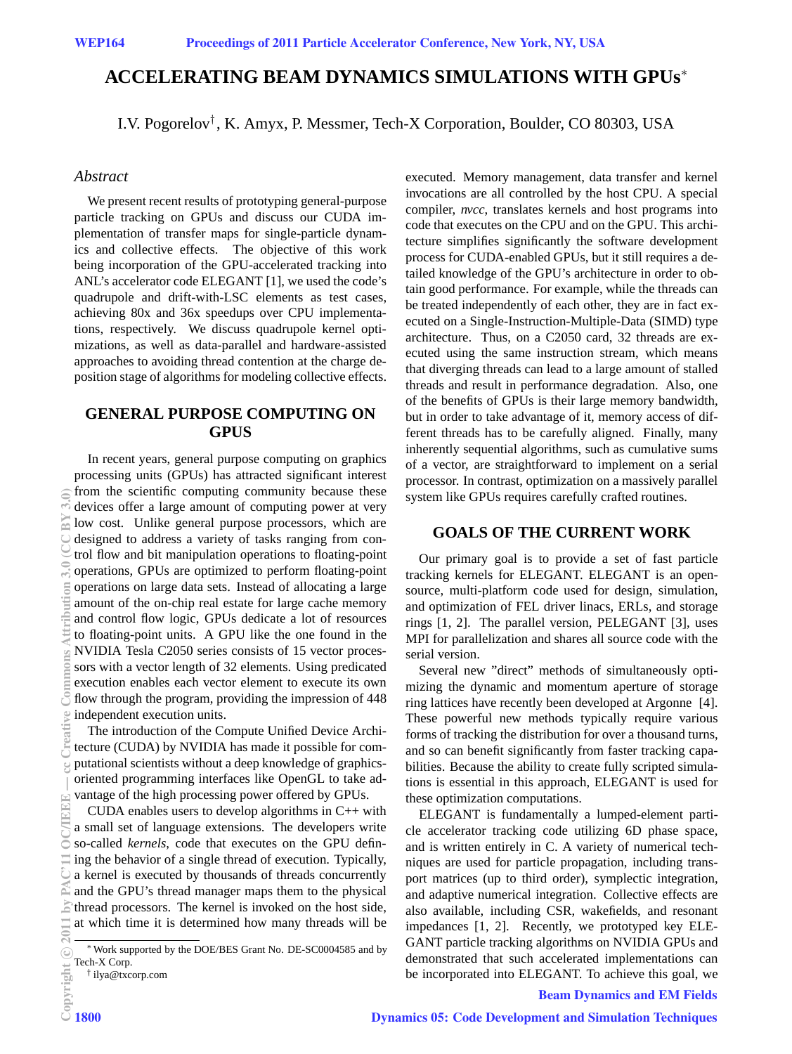# ACCELERATING BEAM DYNAMICS SIMULATIONS WITH GPUs*

I.V. Pogorelov†, K. Amyx, P. Messmer, Tech-X Corporation, Boulder, CO 80303, USA

## *Abstract*

We present recent results of prototyping general-purpose particle tracking on GPUs and discuss our CUDA implementation of transfer maps for single-particle dynamics and collective effects. The objective of this work being incorporation of the GPU-accelerated tracking into ANL's accelerator code ELEGANT [1], we used the code's quadrupole and drift-with-LSC elements as test cases, achieving 80x and 36x speedups over CPU implementations, respectively. We discuss quadrupole kernel optimizations, as well as data-parallel and hardware-assisted approaches to avoiding thread contention at the charge deposition stage of algorithms for modeling collective effects.

## GENERAL PURPOSE COMPUTING ON GPUS

In recent years, general purpose computing on graphics processing units (GPUs) has attracted significant interest from the scientific computing community because these devices offer a large amount of computing power at very low cost. Unlike general purpose processors, which are designed to address a variety of tasks ranging from control flow and bit manipulation operations to floating-point operations, GPUs are optimized to perform floating-point operations on large data sets. Instead of allocating a large amount of the on-chip real estate for large cache memory and control flow logic, GPUs dedicate a lot of resources to floating-point units. A GPU like the one found in the NVIDIA Tesla C2050 series consists of 15 vector processors with a vector length of 32 elements. Using predicated execution enables each vector element to execute its own flow through the program, providing the impression of 448 independent execution units.

The introduction of the Compute Unified Device Architecture (CUDA) by NVIDIA has made it possible for computational scientists without a deep knowledge of graphics-oriented programming interfaces like OpenGL to take advantage of the high processing power offered by GPUs.

CUDA enables users to develop algorithms in C++ with a small set of language extensions. The developers write so-called *kernels*, code that executes on the GPU defining the behavior of a single thread of execution. Typically, a kernel is executed by thousands of threads concurrently and the GPU's thread manager maps them to the physical thread processors. The kernel is invoked on the host side, at which time it is determined how many threads will be executed. Memory management, data transfer and kernel invocations are all controlled by the host CPU. A special compiler, *nvcc*, translates kernels and host programs into code that executes on the CPU and on the GPU. This architecture simplifies significantly the software development process for CUDA-enabled GPUs, but it still requires a detailed knowledge of the GPU's architecture in order to obtain good performance. For example, while the threads can be treated independently of each other, they are in fact executed on a Single-Instruction-Multiple-Data (SIMD) type architecture. Thus, on a C2050 card, 32 threads are executed using the same instruction stream, which means that diverging threads can lead to a large amount of stalled threads and result in performance degradation. Also, one of the benefits of GPUs is their large memory bandwidth, but in order to take advantage of it, memory access of different threads has to be carefully aligned. Finally, many inherently sequential algorithms, such as cumulative sums of a vector, are straightforward to implement on a serial processor. In contrast, optimization on a massively parallel system like GPUs requires carefully crafted routines.

## GOALS OF THE CURRENT WORK

Our primary goal is to provide a set of fast particle tracking kernels for ELEGANT. ELEGANT is an open-source, multi-platform code used for design, simulation, and optimization of FEL driver linacs, ERLs, and storage rings [1, 2]. The parallel version, PELEGANT [3], uses MPI for parallelization and shares all source code with the serial version.

Several new "direct" methods of simultaneously optimizing the dynamic and momentum aperture of storage ring lattices have recently been developed at Argonne [4]. These powerful new methods typically require various forms of tracking the distribution for over a thousand turns, and so can benefit significantly from faster tracking capabilities. Because the ability to create fully scripted simulations is essential in this approach, ELEGANT is used for these optimization computations.

ELEGANT is fundamentally a lumped-element particle accelerator tracking code utilizing 6D phase space, and is written entirely in C. A variety of numerical techniques are used for particle propagation, including transport matrices (up to third order), symplectic integration, and adaptive numerical integration. Collective effects are also available, including CSR, wakefields, and resonant impedances [1, 2]. Recently, we prototyped key ELEGANT particle tracking algorithms on NVIDIA GPUs and demonstrated that such accelerated implementations can be incorporated into ELEGANT. To achieve this goal, we

* Work supported by the DOE/BES Grant No. DE-SC0004585 and by Tech-X Corp.

† ilya@txcorp.com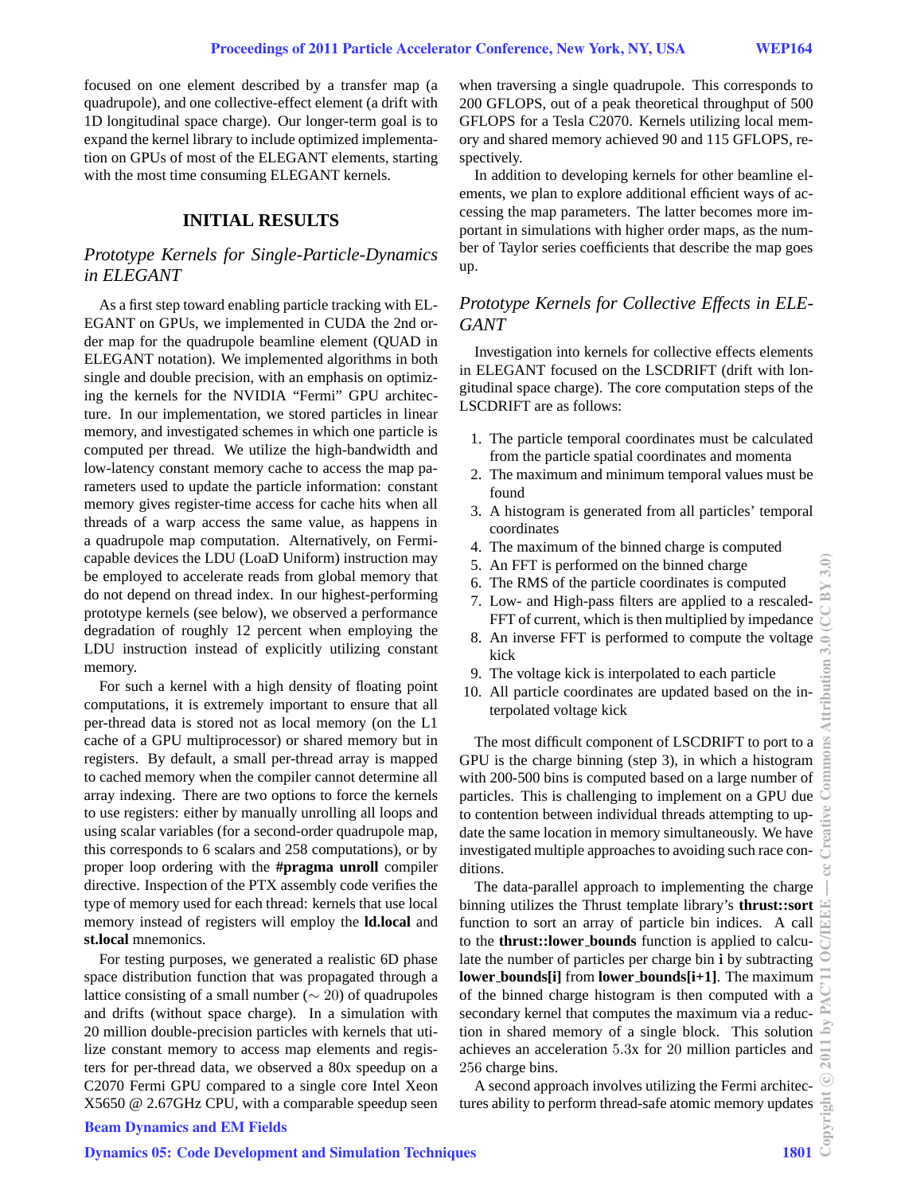focused on one element described by a transfer map (a quadrupole), and one collective-effect element (a drift with 1D longitudinal space charge). Our longer-term goal is to expand the kernel library to include optimized implementation on GPUs of most of the ELEGANT elements, starting with the most time consuming ELEGANT kernels.

## INITIAL RESULTS

### *Prototype Kernels for Single-Particle-Dynamics in ELEGANT*

As a first step toward enabling particle tracking with ELEGANT on GPUs, we implemented in CUDA the 2nd order map for the quadrupole beamline element (QUAD in ELEGANT notation). We implemented algorithms in both single and double precision, with an emphasis on optimizing the kernels for the NVIDIA "Fermi" GPU architecture. In our implementation, we stored particles in linear memory, and investigated schemes in which one particle is computed per thread. We utilize the high-bandwidth and low-latency constant memory cache to access the map parameters used to update the particle information: constant memory gives register-time access for cache hits when all threads of a warp access the same value, as happens in a quadrupole map computation. Alternatively, on Fermi-capable devices the LDU (LoaD Uniform) instruction may be employed to accelerate reads from global memory that do not depend on thread index. In our highest-performing prototype kernels (see below), we observed a performance degradation of roughly 12 percent when employing the LDU instruction instead of explicitly utilizing constant memory.

For such a kernel with a high density of floating point computations, it is extremely important to ensure that all per-thread data is stored not as local memory (on the L1 cache of a GPU multiprocessor) or shared memory but in registers. By default, a small per-thread array is mapped to cached memory when the compiler cannot determine all array indexing. There are two options to force the kernels to use registers: either by manually unrolling all loops and using scalar variables (for a second-order quadrupole map, this corresponds to 6 scalars and 258 computations), or by proper loop ordering with the **#pragma unroll** compiler directive. Inspection of the PTX assembly code verifies the type of memory used for each thread: kernels that use local memory instead of registers will employ the **ld.local** and **st.local** mnemonics.

For testing purposes, we generated a realistic 6D phase space distribution function that was propagated through a lattice consisting of a small number ($\sim 20$) of quadrupoles and drifts (without space charge). In a simulation with 20 million double-precision particles with kernels that utilize constant memory to access map elements and registers for per-thread data, we observed a 80x speedup on a C2070 Fermi GPU compared to a single core Intel Xeon X5650 @ 2.67GHz CPU, with a comparable speedup seen when traversing a single quadrupole. This corresponds to 200 GFLOPS, out of a peak theoretical throughput of 500 GFLOPS for a Tesla C2070. Kernels utilizing local memory and shared memory achieved 90 and 115 GFLOPS, respectively.

In addition to developing kernels for other beamline elements, we plan to explore additional efficient ways of accessing the map parameters. The latter becomes more important in simulations with higher order maps, as the number of Taylor series coefficients that describe the map goes up.

### *Prototype Kernels for Collective Effects in ELEGANT*

Investigation into kernels for collective effects elements in ELEGANT focused on the LSCDRIFT (drift with longitudinal space charge). The core computation steps of the LSCDRIFT are as follows:

1. The particle temporal coordinates must be calculated from the particle spatial coordinates and momenta
2. The maximum and minimum temporal values must be found
3. A histogram is generated from all particles' temporal coordinates
4. The maximum of the binned charge is computed
5. An FFT is performed on the binned charge
6. The RMS of the particle coordinates is computed
7. Low- and High-pass filters are applied to a rescaled-FFT of current, which is then multiplied by impedance
8. An inverse FFT is performed to compute the voltage kick
9. The voltage kick is interpolated to each particle
10. All particle coordinates are updated based on the interpolated voltage kick

The most difficult component of LSCDRIFT to port to a GPU is the charge binning (step 3), in which a histogram with 200-500 bins is computed based on a large number of particles. This is challenging to implement on a GPU due to contention between individual threads attempting to update the same location in memory simultaneously. We have investigated multiple approaches to avoiding such race conditions.

The data-parallel approach to implementing the charge binning utilizes the Thrust template library's **thrust::sort** function to sort an array of particle bin indices. A call to the **thrust::lower_bounds** function is applied to calculate the number of particles per charge bin **i** by subtracting **lower_bounds[i]** from **lower_bounds[i+1]**. The maximum of the binned charge histogram is then computed with a secondary kernel that computes the maximum via a reduction in shared memory of a single block. This solution achieves an acceleration $5.3$x for $20$ million particles and $256$ charge bins.

A second approach involves utilizing the Fermi architectures ability to perform thread-safe atomic memory updates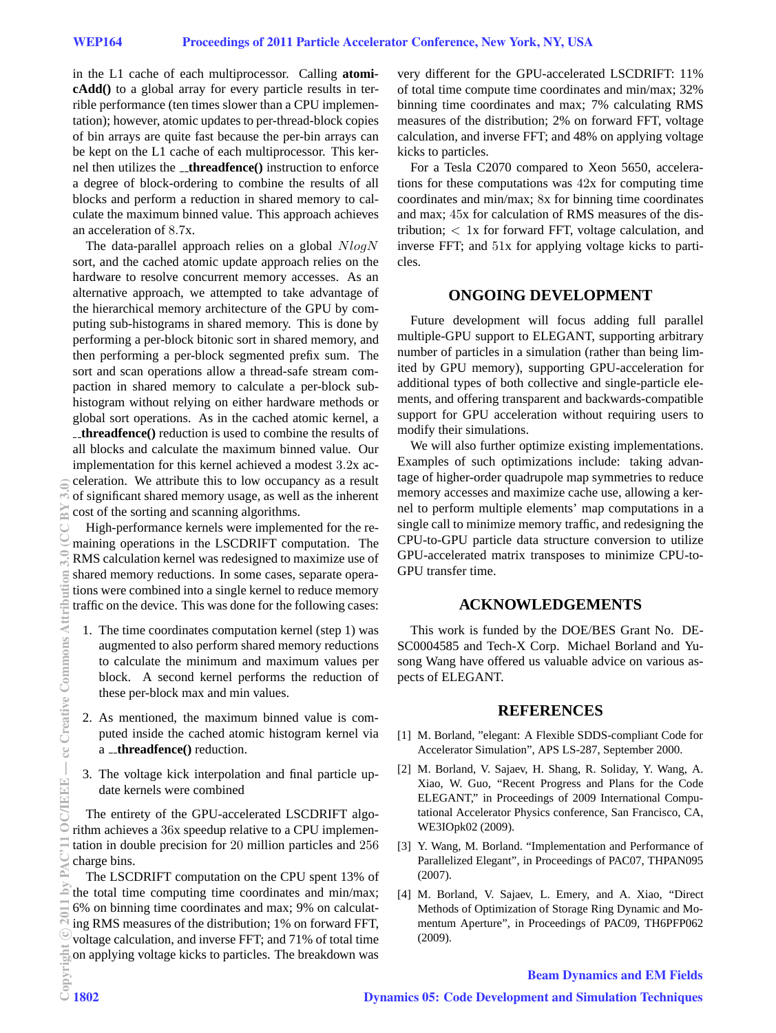in the L1 cache of each multiprocessor. Calling **atomicAdd()** to a global array for every particle results in terrible performance (ten times slower than a CPU implementation); however, atomic updates to per-thread-block copies of bin arrays are quite fast because the per-bin arrays can be kept on the L1 cache of each multiprocessor. This kernel then utilizes the **__threadfence()** instruction to enforce a degree of block-ordering to combine the results of all blocks and perform a reduction in shared memory to calculate the maximum binned value. This approach achieves an acceleration of $8.7$x.

The data-parallel approach relies on a global $N log N$ sort, and the cached atomic update approach relies on the hardware to resolve concurrent memory accesses. As an alternative approach, we attempted to take advantage of the hierarchical memory architecture of the GPU by computing sub-histograms in shared memory. This is done by performing a per-block bitonic sort in shared memory, and then performing a per-block segmented prefix sum. The sort and scan operations allow a thread-safe stream compaction in shared memory to calculate a per-block sub-histogram without relying on either hardware methods or global sort operations. As in the cached atomic kernel, a **__threadfence()** reduction is used to combine the results of all blocks and calculate the maximum binned value. Our implementation for this kernel achieved a modest $3.2$x acceleration. We attribute this to low occupancy as a result of significant shared memory usage, as well as the inherent cost of the sorting and scanning algorithms.

High-performance kernels were implemented for the remaining operations in the LSCDRIFT computation. The RMS calculation kernel was redesigned to maximize use of shared memory reductions. In some cases, separate operations were combined into a single kernel to reduce memory traffic on the device. This was done for the following cases:

1. The time coordinates computation kernel (step 1) was augmented to also perform shared memory reductions to calculate the minimum and maximum values per block. A second kernel performs the reduction of these per-block max and min values.
2. As mentioned, the maximum binned value is computed inside the cached atomic histogram kernel via a **__threadfence()** reduction.
3. The voltage kick interpolation and final particle update kernels were combined

The entirety of the GPU-accelerated LSCDRIFT algorithm achieves a $36$x speedup relative to a CPU implementation in double precision for $20$ million particles and $256$ charge bins.

The LSCDRIFT computation on the CPU spent 13% of the total time computing time coordinates and min/max; 6% on binning time coordinates and max; 9% on calculating RMS measures of the distribution; 1% on forward FFT, voltage calculation, and inverse FFT; and 71% of total time on applying voltage kicks to particles. The breakdown was very different for the GPU-accelerated LSCDRIFT: 11% of total time compute time coordinates and min/max; 32% binning time coordinates and max; 7% calculating RMS measures of the distribution; 2% on forward FFT, voltage calculation, and inverse FFT; and 48% on applying voltage kicks to particles.

For a Tesla C2070 compared to Xeon 5650, accelerations for these computations was $42$x for computing time coordinates and min/max; $8$x for binning time coordinates and max; $45$x for calculation of RMS measures of the distribution; $< 1$x for forward FFT, voltage calculation, and inverse FFT; and $51$x for applying voltage kicks to particles.

## ONGOING DEVELOPMENT

Future development will focus adding full parallel multiple-GPU support to ELEGANT, supporting arbitrary number of particles in a simulation (rather than being limited by GPU memory), supporting GPU-acceleration for additional types of both collective and single-particle elements, and offering transparent and backwards-compatible support for GPU acceleration without requiring users to modify their simulations.

We will also further optimize existing implementations. Examples of such optimizations include: taking advantage of higher-order quadrupole map symmetries to reduce memory accesses and maximize cache use, allowing a kernel to perform multiple elements' map computations in a single call to minimize memory traffic, and redesigning the CPU-to-GPU particle data structure conversion to utilize GPU-accelerated matrix transposes to minimize CPU-to-GPU transfer time.

## ACKNOWLEDGEMENTS

This work is funded by the DOE/BES Grant No. DE-SC0004585 and Tech-X Corp. Michael Borland and Yusong Wang have offered us valuable advice on various aspects of ELEGANT.

## REFERENCES

[1] M. Borland, "elegant: A Flexible SDDS-compliant Code for Accelerator Simulation", APS LS-287, September 2000.

[2] M. Borland, V. Sajaev, H. Shang, R. Soliday, Y. Wang, A. Xiao, W. Guo, "Recent Progress and Plans for the Code ELEGANT," in Proceedings of 2009 International Computational Accelerator Physics conference, San Francisco, CA, WE3IOpk02 (2009).

[3] Y. Wang, M. Borland. "Implementation and Performance of Parallelized Elegant", in Proceedings of PAC07, THPAN095 (2007).

[4] M. Borland, V. Sajaev, L. Emery, and A. Xiao, "Direct Methods of Optimization of Storage Ring Dynamic and Momentum Aperture", in Proceedings of PAC09, TH6PFP062 (2009).